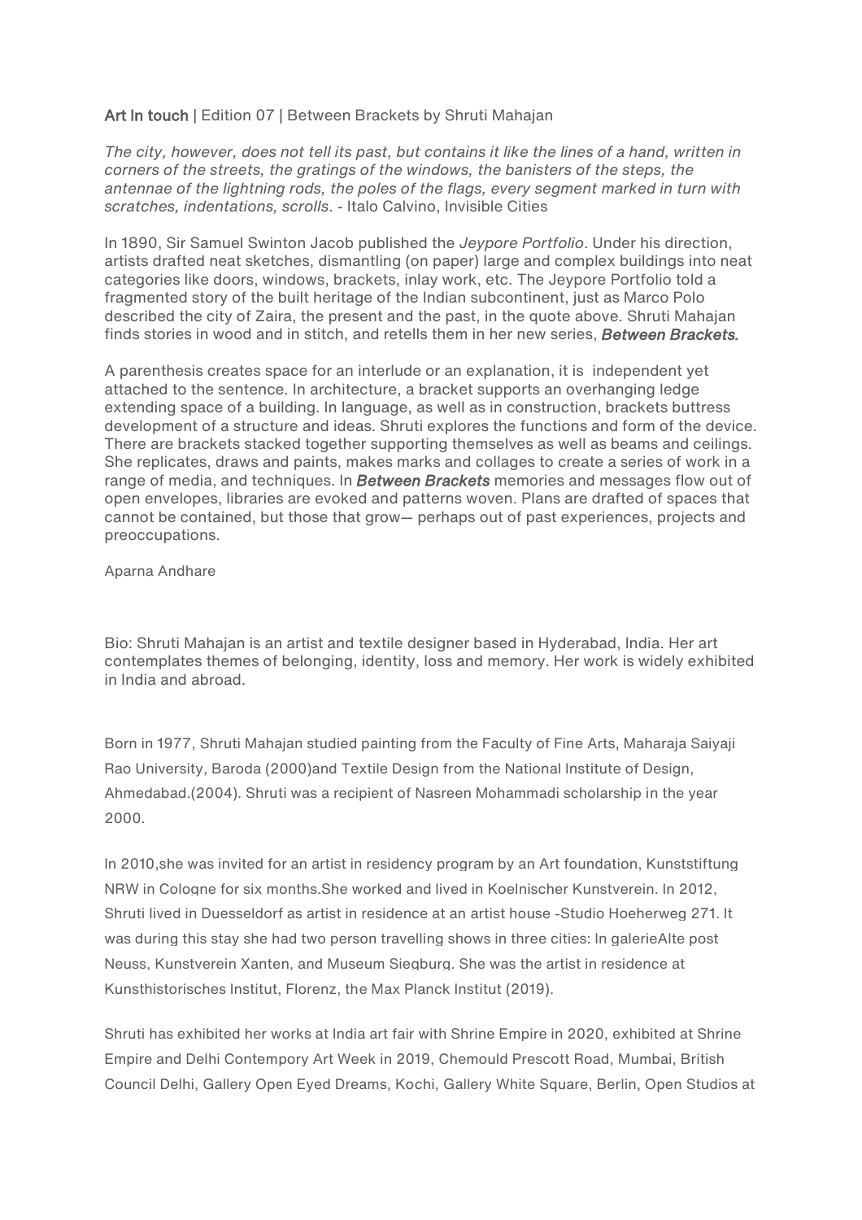**Art In touch** | Edition 07 | Between Brackets by Shruti Mahajan

*The city, however, does not tell its past, but contains it like the lines of a hand, written in corners of the streets, the gratings of the windows, the banisters of the steps, the antennae of the lightning rods, the poles of the flags, every segment marked in turn with scratches, indentations, scrolls*. - Italo Calvino, Invisible Cities

In 1890, Sir Samuel Swinton Jacob published the *Jeypore Portfolio*. Under his direction, artists drafted neat sketches, dismantling (on paper) large and complex buildings into neat categories like doors, windows, brackets, inlay work, etc. The Jeypore Portfolio told a fragmented story of the built heritage of the Indian subcontinent, just as Marco Polo described the city of Zaira, the present and the past, in the quote above. Shruti Mahajan finds stories in wood and in stitch, and retells them in her new series, ***Between Brackets.***

A parenthesis creates space for an interlude or an explanation, it is independent yet attached to the sentence. In architecture, a bracket supports an overhanging ledge extending space of a building. In language, as well as in construction, brackets buttress development of a structure and ideas. Shruti explores the functions and form of the device. There are brackets stacked together supporting themselves as well as beams and ceilings. She replicates, draws and paints, makes marks and collages to create a series of work in a range of media, and techniques. In ***Between Brackets*** memories and messages flow out of open envelopes, libraries are evoked and patterns woven. Plans are drafted of spaces that cannot be contained, but those that grow— perhaps out of past experiences, projects and preoccupations.

Aparna Andhare

Bio: Shruti Mahajan is an artist and textile designer based in Hyderabad, India. Her art contemplates themes of belonging, identity, loss and memory. Her work is widely exhibited in India and abroad.

Born in 1977, Shruti Mahajan studied painting from the Faculty of Fine Arts, Maharaja Saiyaji Rao University, Baroda (2000)and Textile Design from the National Institute of Design, Ahmedabad.(2004). Shruti was a recipient of Nasreen Mohammadi scholarship in the year 2000.

In 2010,she was invited for an artist in residency program by an Art foundation, Kunststiftung NRW in Cologne for six months.She worked and lived in Koelnischer Kunstverein. In 2012, Shruti lived in Duesseldorf as artist in residence at an artist house -Studio Hoeherweg 271. It was during this stay she had two person travelling shows in three cities: In galerieAlte post Neuss, Kunstverein Xanten, and Museum Siegburg. She was the artist in residence at Kunsthistorisches Institut, Florenz, the Max Planck Institut (2019).

Shruti has exhibited her works at India art fair with Shrine Empire in 2020, exhibited at Shrine Empire and Delhi Contempory Art Week in 2019, Chemould Prescott Road, Mumbai, British Council Delhi, Gallery Open Eyed Dreams, Kochi, Gallery White Square, Berlin, Open Studios at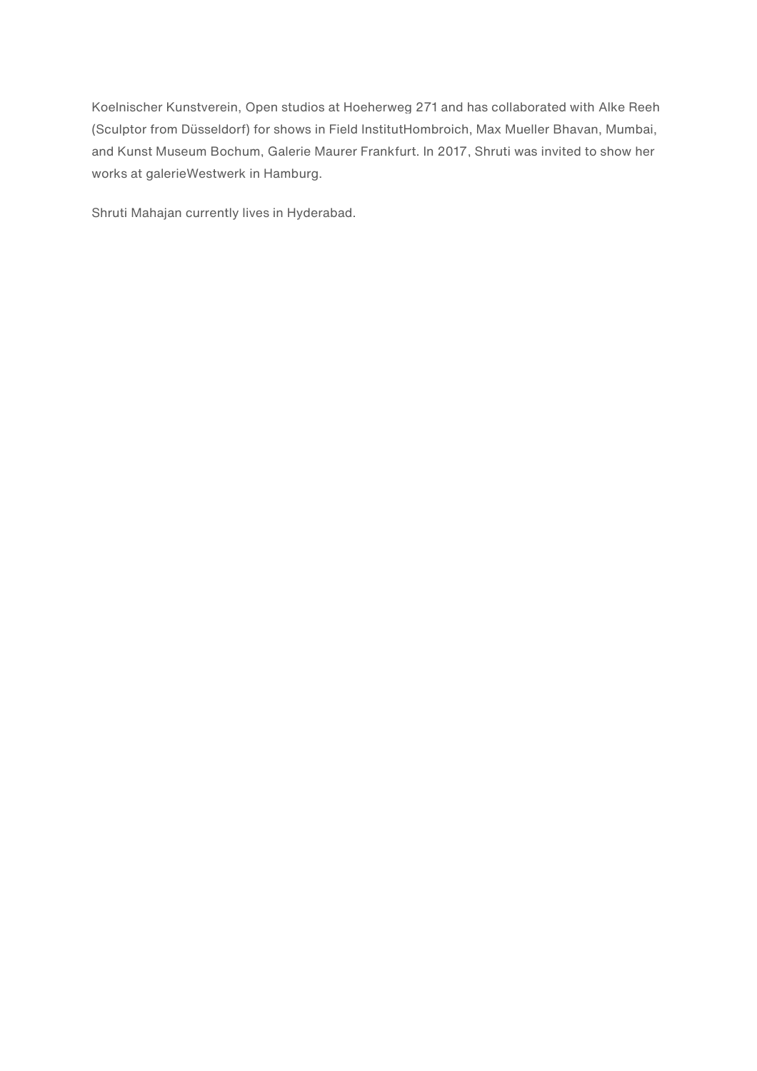Koelnischer Kunstverein, Open studios at Hoeherweg 271 and has collaborated with Alke Reeh (Sculptor from Düsseldorf) for shows in Field InstitutHombroich, Max Mueller Bhavan, Mumbai, and Kunst Museum Bochum, Galerie Maurer Frankfurt. In 2017, Shruti was invited to show her works at galerieWestwerk in Hamburg.

Shruti Mahajan currently lives in Hyderabad.